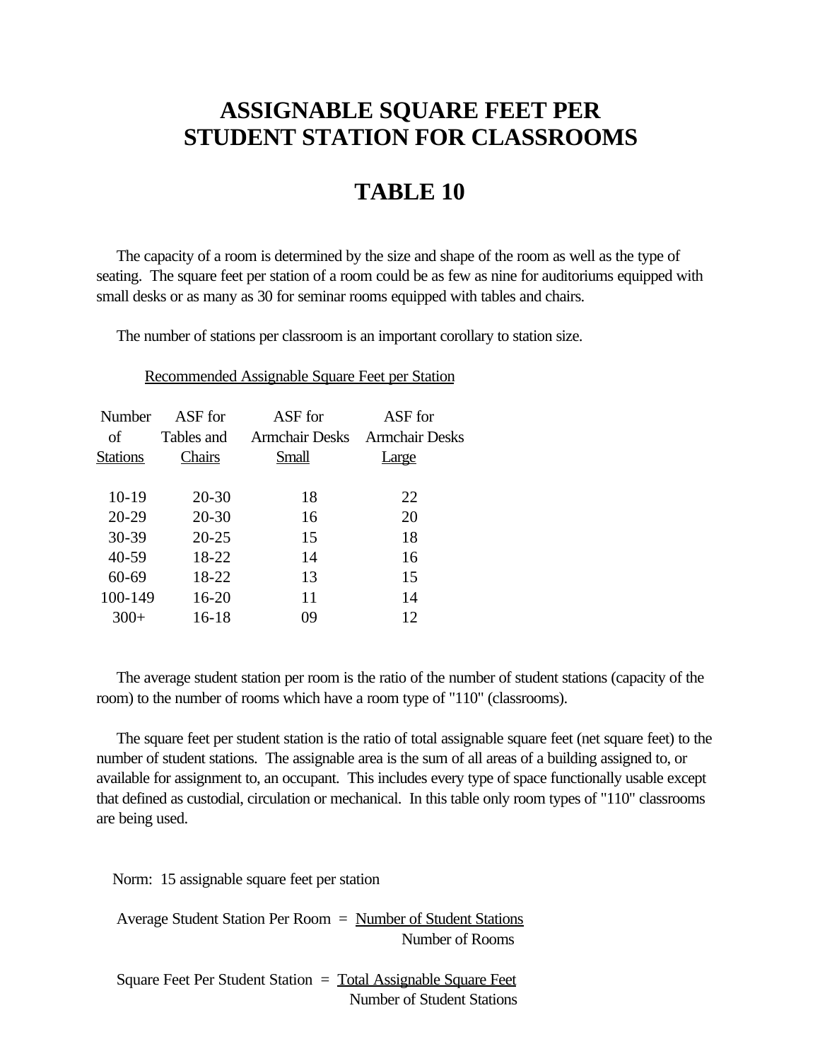# ASSIGNABLE SQUARE FEET PER STUDENT STATION FOR CLASSROOMS

# TABLE 10

The capacity of a room is determined by the size and shape of the room as well as the type of seating. The square feet per station of a room could be as few as nine for auditoriums equipped with small desks or as many as 30 for seminar rooms equipped with tables and chairs.

The number of stations per classroom is an important corollary to station size.

Recommended Assignable Square Feet per Station

| Number of Stations | ASF for Tables and Chairs | ASF for Armchair Desks Small | ASF for Armchair Desks Large |
|---|---|---|---|
| 10-19 | 20-30 | 18 | 22 |
| 20-29 | 20-30 | 16 | 20 |
| 30-39 | 20-25 | 15 | 18 |
| 40-59 | 18-22 | 14 | 16 |
| 60-69 | 18-22 | 13 | 15 |
| 100-149 | 16-20 | 11 | 14 |
| 300+ | 16-18 | 09 | 12 |

The average student station per room is the ratio of the number of student stations (capacity of the room) to the number of rooms which have a room type of "110" (classrooms).

The square feet per student station is the ratio of total assignable square feet (net square feet) to the number of student stations. The assignable area is the sum of all areas of a building assigned to, or available for assignment to, an occupant. This includes every type of space functionally usable except that defined as custodial, circulation or mechanical. In this table only room types of "110" classrooms are being used.

Norm: 15 assignable square feet per station

$$\text{Average Student Station Per Room} = \frac{\text{Number of Student Stations}}{\text{Number of Rooms}}$$

$$\text{Square Feet Per Student Station} = \frac{\text{Total Assignable Square Feet}}{\text{Number of Student Stations}}$$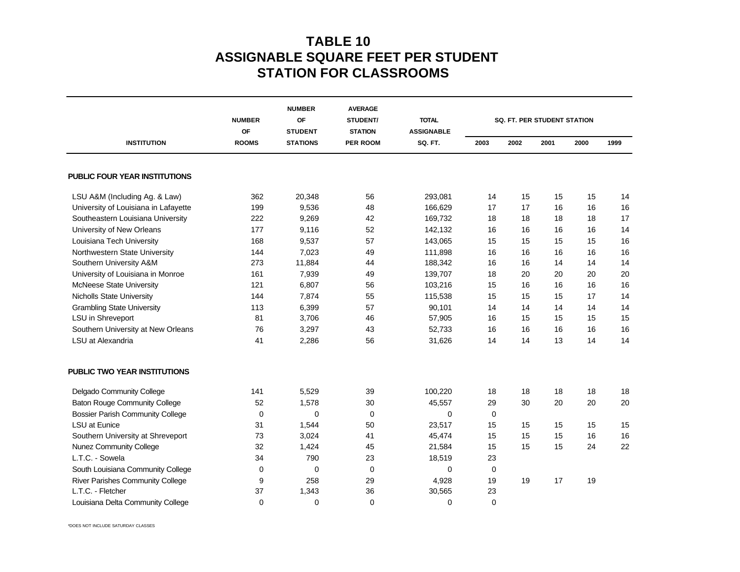# TABLE 10
# ASSIGNABLE SQUARE FEET PER STUDENT STATION FOR CLASSROOMS

| INSTITUTION | NUMBER OF ROOMS | NUMBER OF STUDENT STATIONS | AVERAGE STUDENT/ STATION PER ROOM | TOTAL ASSIGNABLE SQ. FT. | SQ. FT. PER STUDENT STATION | | | | |
|---|---|---|---|---|---|---|---|---|---|
| | | | | | 2003 | 2002 | 2001 | 2000 | 1999 |
| **PUBLIC FOUR YEAR INSTITUTIONS** | | | | | | | | | |
| LSU A&M (Including Ag. & Law) | 362 | 20,348 | 56 | 293,081 | 14 | 15 | 15 | 15 | 14 |
| University of Louisiana in Lafayette | 199 | 9,536 | 48 | 166,629 | 17 | 17 | 16 | 16 | 16 |
| Southeastern Louisiana University | 222 | 9,269 | 42 | 169,732 | 18 | 18 | 18 | 18 | 17 |
| University of New Orleans | 177 | 9,116 | 52 | 142,132 | 16 | 16 | 16 | 16 | 14 |
| Louisiana Tech University | 168 | 9,537 | 57 | 143,065 | 15 | 15 | 15 | 15 | 16 |
| Northwestern State University | 144 | 7,023 | 49 | 111,898 | 16 | 16 | 16 | 16 | 16 |
| Southern University A&M | 273 | 11,884 | 44 | 188,342 | 16 | 16 | 14 | 14 | 14 |
| University of Louisiana in Monroe | 161 | 7,939 | 49 | 139,707 | 18 | 20 | 20 | 20 | 20 |
| McNeese State University | 121 | 6,807 | 56 | 103,216 | 15 | 16 | 16 | 16 | 16 |
| Nicholls State University | 144 | 7,874 | 55 | 115,538 | 15 | 15 | 15 | 17 | 14 |
| Grambling State University | 113 | 6,399 | 57 | 90,101 | 14 | 14 | 14 | 14 | 14 |
| LSU in Shreveport | 81 | 3,706 | 46 | 57,905 | 16 | 15 | 15 | 15 | 15 |
| Southern University at New Orleans | 76 | 3,297 | 43 | 52,733 | 16 | 16 | 16 | 16 | 16 |
| LSU at Alexandria | 41 | 2,286 | 56 | 31,626 | 14 | 14 | 13 | 14 | 14 |
| **PUBLIC TWO YEAR INSTITUTIONS** | | | | | | | | | |
| Delgado Community College | 141 | 5,529 | 39 | 100,220 | 18 | 18 | 18 | 18 | 18 |
| Baton Rouge Community College | 52 | 1,578 | 30 | 45,557 | 29 | 30 | 20 | 20 | 20 |
| Bossier Parish Community College | 0 | 0 | 0 | 0 | 0 | | | | |
| LSU at Eunice | 31 | 1,544 | 50 | 23,517 | 15 | 15 | 15 | 15 | 15 |
| Southern University at Shreveport | 73 | 3,024 | 41 | 45,474 | 15 | 15 | 15 | 16 | 16 |
| Nunez Community College | 32 | 1,424 | 45 | 21,584 | 15 | 15 | 15 | 24 | 22 |
| L.T.C. - Sowela | 34 | 790 | 23 | 18,519 | 23 | | | | |
| South Louisiana Community College | 0 | 0 | 0 | 0 | 0 | | | | |
| River Parishes Community College | 9 | 258 | 29 | 4,928 | 19 | 19 | 17 | 19 | |
| L.T.C. - Fletcher | 37 | 1,343 | 36 | 30,565 | 23 | | | | |
| Louisiana Delta Community College | 0 | 0 | 0 | 0 | 0 | | | | |

*DOES NOT INCLUDE SATURDAY CLASSES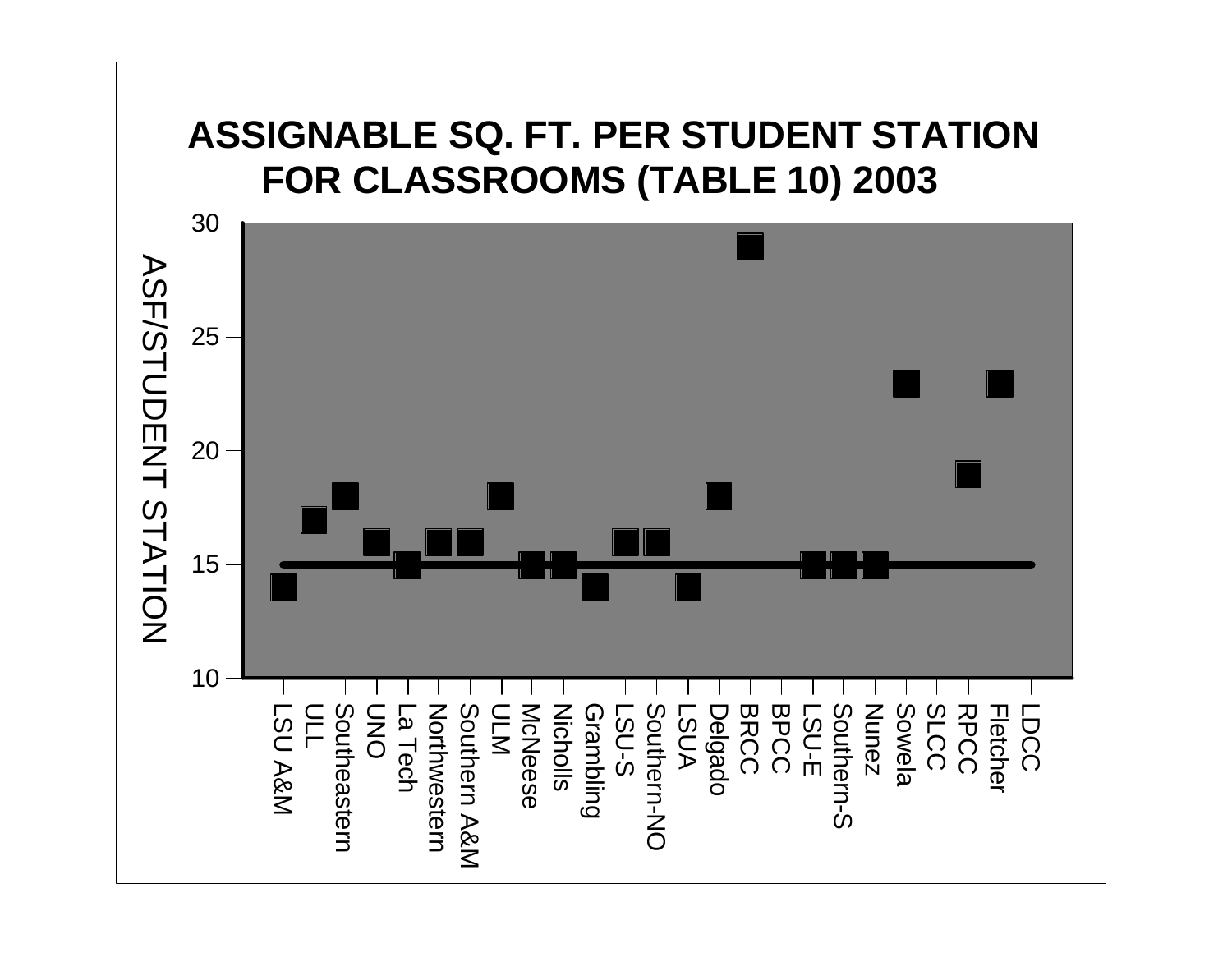# ASSIGNABLE SQ. FT. PER STUDENT STATION FOR CLASSROOMS (TABLE 10) 2003

ASF/STUDENT STATION

30
25
20
15
10

LSU A&M
ULL
Southeastern
UNO
La Tech
Northwestern
Southern A&M
ULM
McNeese
Nicholls
Grambling
LSU-S
Southern-NO
LSUA
Delgado
BRCC
BPCC
LSU-E
Southern-S
Nunez
Sowela
SLCC
RPCC
Fletcher
LDCC